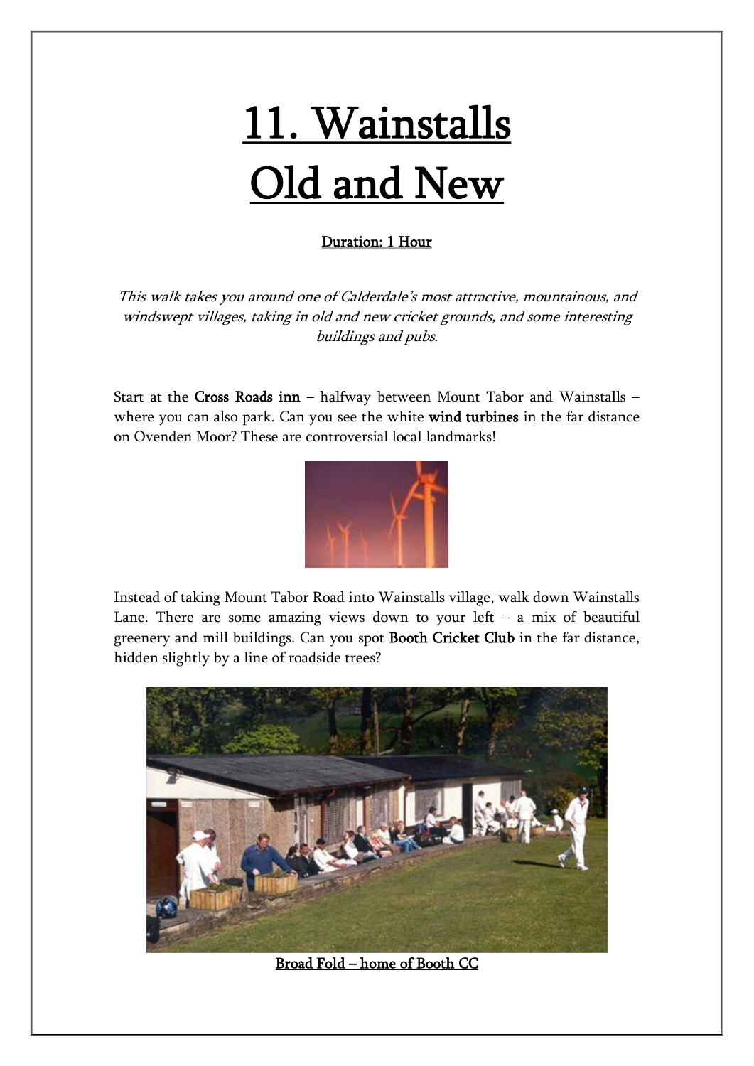# 11. Wainstalls Old and New

**Duration: 1 Hour**

*This walk takes you around one of Calderdale's most attractive, mountainous, and windswept villages, taking in old and new cricket grounds, and some interesting buildings and pubs.*

Start at the **Cross Roads inn** – halfway between Mount Tabor and Wainstalls – where you can also park. Can you see the white **wind turbines** in the far distance on Ovenden Moor? These are controversial local landmarks!

Instead of taking Mount Tabor Road into Wainstalls village, walk down Wainstalls Lane. There are some amazing views down to your left – a mix of beautiful greenery and mill buildings. Can you spot **Booth Cricket Club** in the far distance, hidden slightly by a line of roadside trees?

Broad Fold – home of Booth CC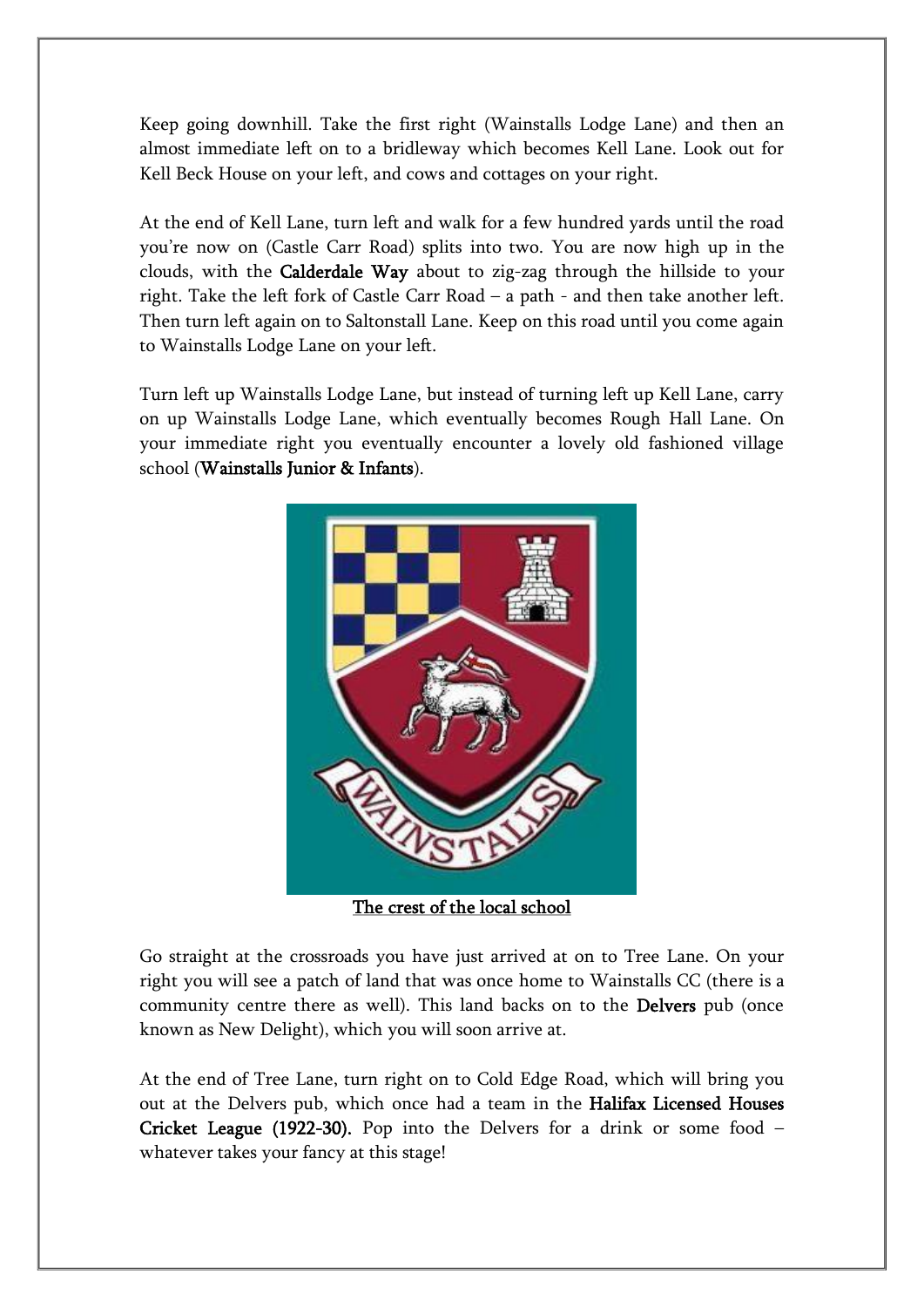Keep going downhill. Take the first right (Wainstalls Lodge Lane) and then an almost immediate left on to a bridleway which becomes Kell Lane. Look out for Kell Beck House on your left, and cows and cottages on your right.

At the end of Kell Lane, turn left and walk for a few hundred yards until the road you're now on (Castle Carr Road) splits into two. You are now high up in the clouds, with the **Calderdale Way** about to zig-zag through the hillside to your right. Take the left fork of Castle Carr Road – a path - and then take another left. Then turn left again on to Saltonstall Lane. Keep on this road until you come again to Wainstalls Lodge Lane on your left.

Turn left up Wainstalls Lodge Lane, but instead of turning left up Kell Lane, carry on up Wainstalls Lodge Lane, which eventually becomes Rough Hall Lane. On your immediate right you eventually encounter a lovely old fashioned village school (**Wainstalls Junior & Infants**).

The crest of the local school

Go straight at the crossroads you have just arrived at on to Tree Lane. On your right you will see a patch of land that was once home to Wainstalls CC (there is a community centre there as well). This land backs on to the **Delvers** pub (once known as New Delight), which you will soon arrive at.

At the end of Tree Lane, turn right on to Cold Edge Road, which will bring you out at the Delvers pub, which once had a team in the **Halifax Licensed Houses Cricket League (1922-30).** Pop into the Delvers for a drink or some food – whatever takes your fancy at this stage!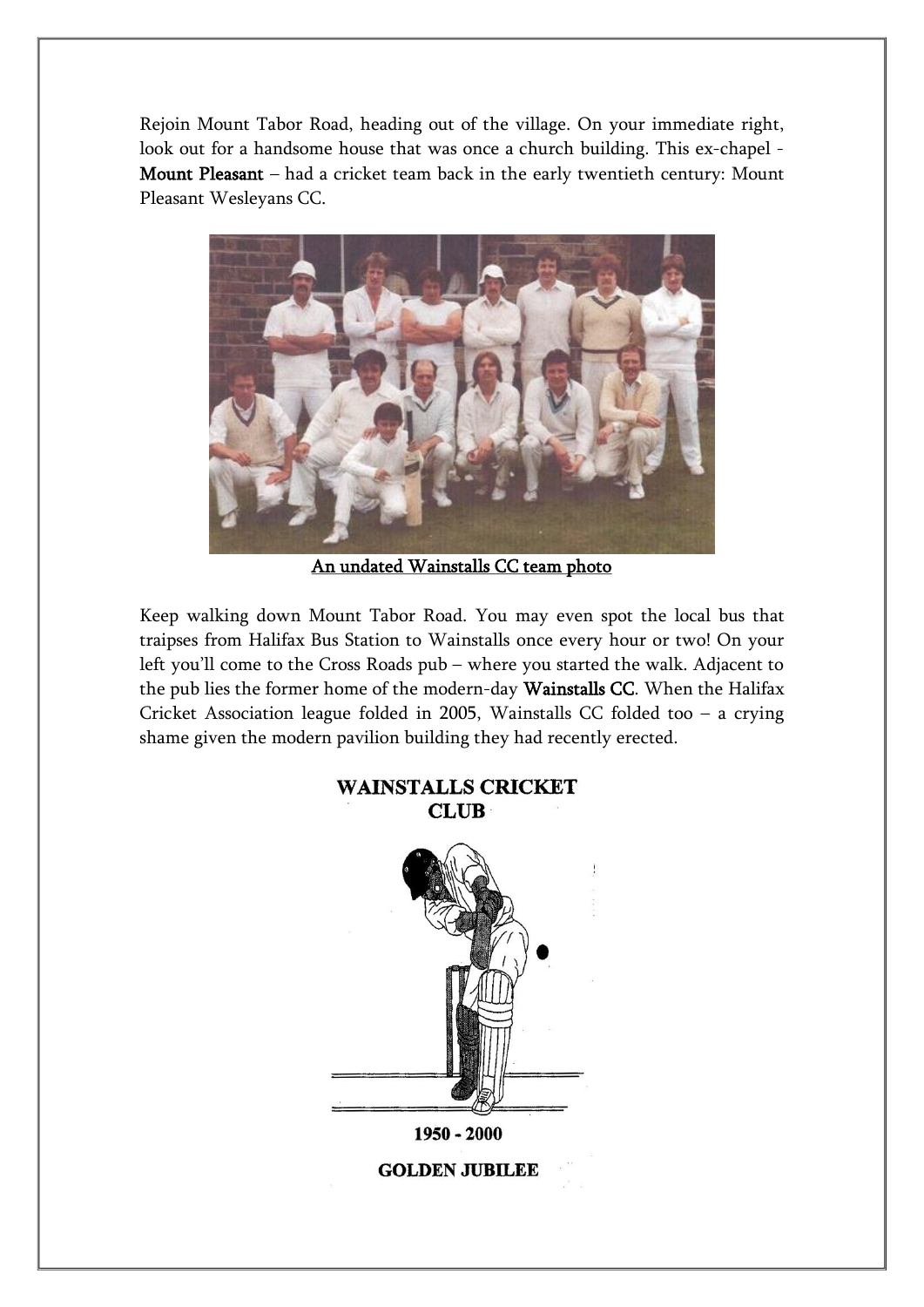Rejoin Mount Tabor Road, heading out of the village. On your immediate right, look out for a handsome house that was once a church building. This ex-chapel - **Mount Pleasant** – had a cricket team back in the early twentieth century: Mount Pleasant Wesleyans CC.

An undated Wainstalls CC team photo

Keep walking down Mount Tabor Road. You may even spot the local bus that traipses from Halifax Bus Station to Wainstalls once every hour or two! On your left you'll come to the Cross Roads pub – where you started the walk. Adjacent to the pub lies the former home of the modern-day **Wainstalls CC**. When the Halifax Cricket Association league folded in 2005, Wainstalls CC folded too – a crying shame given the modern pavilion building they had recently erected.

WAINSTALLS CRICKET CLUB

1950 - 2000

GOLDEN JUBILEE